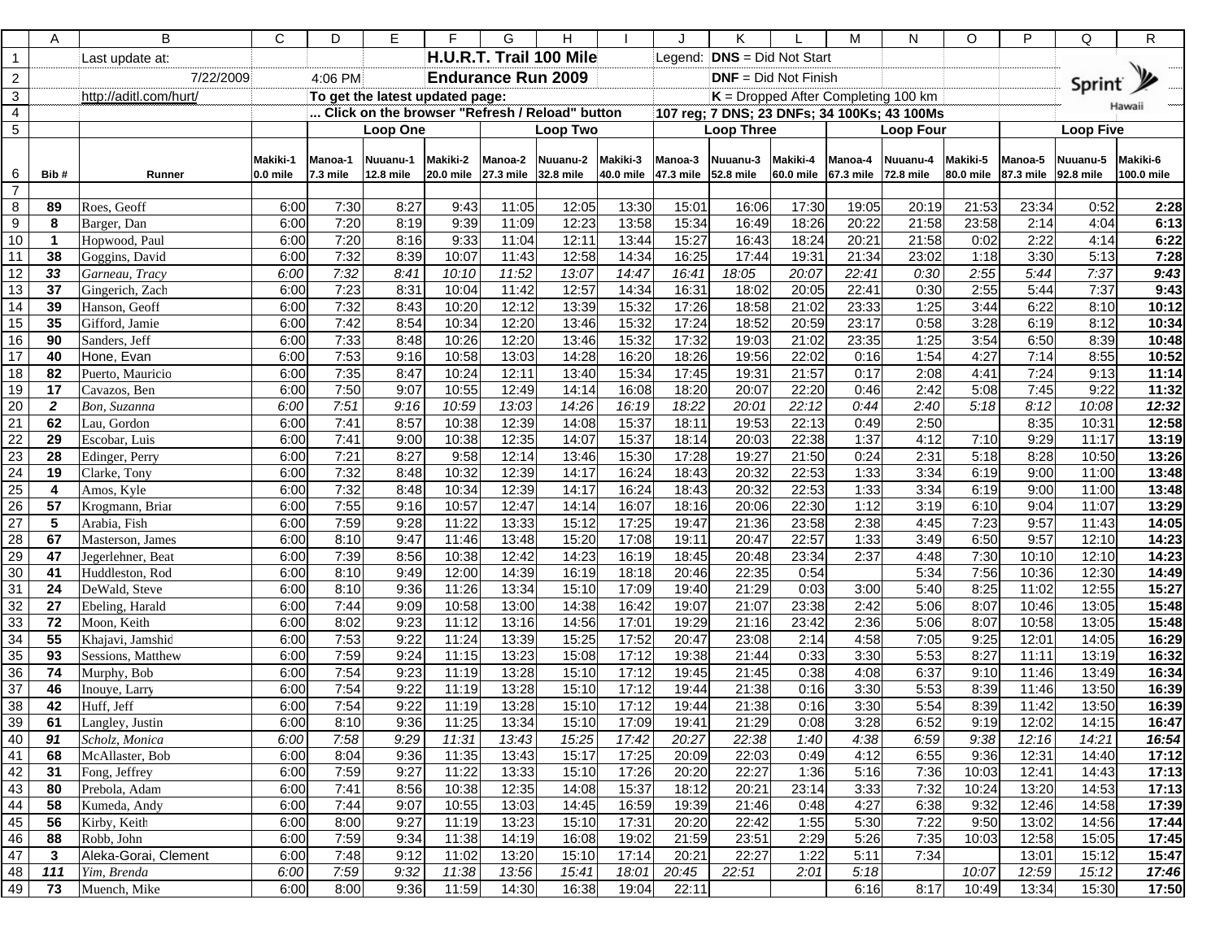# H.U.R.T. Trail 100 Mile Endurance Run 2009

Last update at: 7/22/2009 4:06 PM

http://aditl.com/hurt/

To get the latest updated page:
... Click on the browser "Refresh / Reload" button

Legend: **DNS** = Did Not Start
**DNF** = Did Not Finish
**K** = Dropped After Completing 100 km

107 reg; 7 DNS; 23 DNFs; 34 100Ks; 43 100Ms

| | | | Loop One | | | Loop Two | | | Loop Three | | | Loop Four | | | Loop Five | | |
|---|---|---|---|---|---|---|---|---|---|---|---|---|---|---|---|---|---|
| **Bib #** | **Runner** | **Makiki-1 0.0 mile** | **Manoa-1 7.3 mile** | **Nuuanu-1 12.8 mile** | **Makiki-2 20.0 mile** | **Manoa-2 27.3 mile** | **Nuuanu-2 32.8 mile** | **Makiki-3 40.0 mile** | **Manoa-3 47.3 mile** | **Nuuanu-3 52.8 mile** | **Makiki-4 60.0 mile** | **Manoa-4 67.3 mile** | **Nuuanu-4 72.8 mile** | **Makiki-5 80.0 mile** | **Manoa-5 87.3 mile** | **Nuuanu-5 92.8 mile** | **Makiki-6 100.0 mile** |
| 89 | Roes, Geoff | 6:00 | 7:30 | 8:27 | 9:43 | 11:05 | 12:05 | 13:30 | 15:01 | 16:06 | 17:30 | 19:05 | 20:19 | 21:53 | 23:34 | 0:52 | **2:28** |
| 8 | Barger, Dan | 6:00 | 7:20 | 8:19 | 9:39 | 11:09 | 12:23 | 13:58 | 15:34 | 16:49 | 18:26 | 20:22 | 21:58 | 23:58 | 2:14 | 4:04 | **6:13** |
| 1 | Hopwood, Paul | 6:00 | 7:20 | 8:16 | 9:33 | 11:04 | 12:11 | 13:44 | 15:27 | 16:43 | 18:24 | 20:21 | 21:58 | 0:02 | 2:22 | 4:14 | **6:22** |
| 38 | Goggins, David | 6:00 | 7:32 | 8:39 | 10:07 | 11:43 | 12:58 | 14:34 | 16:25 | 17:44 | 19:31 | 21:34 | 23:02 | 1:18 | 3:30 | 5:13 | **7:28** |
| *33* | *Garneau, Tracy* | *6:00* | *7:32* | *8:41* | *10:10* | *11:52* | *13:07* | *14:47* | *16:41* | *18:05* | *20:07* | *22:41* | *0:30* | *2:55* | *5:44* | *7:37* | ***9:43*** |
| 37 | Gingerich, Zach | 6:00 | 7:23 | 8:31 | 10:04 | 11:42 | 12:57 | 14:34 | 16:31 | 18:02 | 20:05 | 22:41 | 0:30 | 2:55 | 5:44 | 7:37 | **9:43** |
| 39 | Hanson, Geoff | 6:00 | 7:32 | 8:43 | 10:20 | 12:12 | 13:39 | 15:32 | 17:26 | 18:58 | 21:02 | 23:33 | 1:25 | 3:44 | 6:22 | 8:10 | **10:12** |
| 35 | Gifford, Jamie | 6:00 | 7:42 | 8:54 | 10:34 | 12:20 | 13:46 | 15:32 | 17:24 | 18:52 | 20:59 | 23:17 | 0:58 | 3:28 | 6:19 | 8:12 | **10:34** |
| 90 | Sanders, Jeff | 6:00 | 7:33 | 8:48 | 10:26 | 12:20 | 13:46 | 15:32 | 17:32 | 19:03 | 21:02 | 23:35 | 1:25 | 3:54 | 6:50 | 8:39 | **10:48** |
| 40 | Hone, Evan | 6:00 | 7:53 | 9:16 | 10:58 | 13:03 | 14:28 | 16:20 | 18:26 | 19:56 | 22:02 | 0:16 | 1:54 | 4:27 | 7:14 | 8:55 | **10:52** |
| 82 | Puerto, Mauricio | 6:00 | 7:35 | 8:47 | 10:24 | 12:11 | 13:40 | 15:34 | 17:45 | 19:31 | 21:57 | 0:17 | 2:08 | 4:41 | 7:24 | 9:13 | **11:14** |
| 17 | Cavazos, Ben | 6:00 | 7:50 | 9:07 | 10:55 | 12:49 | 14:14 | 16:08 | 18:20 | 20:07 | 22:20 | 0:46 | 2:42 | 5:08 | 7:45 | 9:22 | **11:32** |
| *2* | *Bon, Suzanna* | *6:00* | *7:51* | *9:16* | *10:59* | *13:03* | *14:26* | *16:19* | *18:22* | *20:01* | *22:12* | *0:44* | *2:40* | *5:18* | *8:12* | *10:08* | ***12:32*** |
| 62 | Lau, Gordon | 6:00 | 7:41 | 8:57 | 10:38 | 12:39 | 14:08 | 15:37 | 18:11 | 19:53 | 22:13 | 0:49 | 2:50 | | 8:35 | 10:31 | **12:58** |
| 29 | Escobar, Luis | 6:00 | 7:41 | 9:00 | 10:38 | 12:35 | 14:07 | 15:37 | 18:14 | 20:03 | 22:38 | 1:37 | 4:12 | 7:10 | 9:29 | 11:17 | **13:19** |
| 28 | Edinger, Perry | 6:00 | 7:21 | 8:27 | 9:58 | 12:14 | 13:46 | 15:30 | 17:28 | 19:27 | 21:50 | 0:24 | 2:31 | 5:18 | 8:28 | 10:50 | **13:26** |
| 19 | Clarke, Tony | 6:00 | 7:32 | 8:48 | 10:32 | 12:39 | 14:17 | 16:24 | 18:43 | 20:32 | 22:53 | 1:33 | 3:34 | 6:19 | 9:00 | 11:00 | **13:48** |
| 4 | Amos, Kyle | 6:00 | 7:32 | 8:48 | 10:34 | 12:39 | 14:17 | 16:24 | 18:43 | 20:32 | 22:53 | 1:33 | 3:34 | 6:19 | 9:00 | 11:00 | **13:48** |
| 57 | Krogmann, Brian | 6:00 | 7:55 | 9:16 | 10:57 | 12:47 | 14:14 | 16:07 | 18:16 | 20:06 | 22:30 | 1:12 | 3:19 | 6:10 | 9:04 | 11:07 | **13:29** |
| 5 | Arabia, Fish | 6:00 | 7:59 | 9:28 | 11:22 | 13:33 | 15:12 | 17:25 | 19:47 | 21:36 | 23:58 | 2:38 | 4:45 | 7:23 | 9:57 | 11:43 | **14:05** |
| 67 | Masterson, James | 6:00 | 8:10 | 9:47 | 11:46 | 13:48 | 15:20 | 17:08 | 19:11 | 20:47 | 22:57 | 1:33 | 3:49 | 6:50 | 9:57 | 12:10 | **14:23** |
| 47 | Jegerlehner, Beat | 6:00 | 7:39 | 8:56 | 10:38 | 12:42 | 14:23 | 16:19 | 18:45 | 20:48 | 23:34 | 2:37 | 4:48 | 7:30 | 10:10 | 12:10 | **14:23** |
| 41 | Huddleston, Rod | 6:00 | 8:10 | 9:49 | 12:00 | 14:39 | 16:19 | 18:18 | 20:46 | 22:35 | 0:54 | | 5:34 | 7:56 | 10:36 | 12:30 | **14:49** |
| 24 | DeWald, Steve | 6:00 | 8:10 | 9:36 | 11:26 | 13:34 | 15:10 | 17:09 | 19:40 | 21:29 | 0:03 | 3:00 | 5:40 | 8:25 | 11:02 | 12:55 | **15:27** |
| 27 | Ebeling, Harald | 6:00 | 7:44 | 9:09 | 10:58 | 13:00 | 14:38 | 16:42 | 19:07 | 21:07 | 23:38 | 2:42 | 5:06 | 8:07 | 10:46 | 13:05 | **15:48** |
| 72 | Moon, Keith | 6:00 | 8:02 | 9:23 | 11:12 | 13:16 | 14:56 | 17:01 | 19:29 | 21:16 | 23:42 | 2:36 | 5:06 | 8:07 | 10:58 | 13:05 | **15:48** |
| 55 | Khajavi, Jamshid | 6:00 | 7:53 | 9:22 | 11:24 | 13:39 | 15:25 | 17:52 | 20:47 | 23:08 | 2:14 | 4:58 | 7:05 | 9:25 | 12:01 | 14:05 | **16:29** |
| 93 | Sessions, Matthew | 6:00 | 7:59 | 9:24 | 11:15 | 13:23 | 15:08 | 17:12 | 19:38 | 21:44 | 0:33 | 3:30 | 5:53 | 8:27 | 11:11 | 13:19 | **16:32** |
| 74 | Murphy, Bob | 6:00 | 7:54 | 9:23 | 11:19 | 13:28 | 15:10 | 17:12 | 19:45 | 21:45 | 0:38 | 4:08 | 6:37 | 9:10 | 11:46 | 13:49 | **16:34** |
| 46 | Inouye, Larry | 6:00 | 7:54 | 9:22 | 11:19 | 13:28 | 15:10 | 17:12 | 19:44 | 21:38 | 0:16 | 3:30 | 5:53 | 8:39 | 11:46 | 13:50 | **16:39** |
| 42 | Huff, Jeff | 6:00 | 7:54 | 9:22 | 11:19 | 13:28 | 15:10 | 17:12 | 19:44 | 21:38 | 0:16 | 3:30 | 5:54 | 8:39 | 11:42 | 13:50 | **16:39** |
| 61 | Langley, Justin | 6:00 | 8:10 | 9:36 | 11:25 | 13:34 | 15:10 | 17:09 | 19:41 | 21:29 | 0:08 | 3:28 | 6:52 | 9:19 | 12:02 | 14:15 | **16:47** |
| *91* | *Scholz, Monica* | *6:00* | *7:58* | *9:29* | *11:31* | *13:43* | *15:25* | *17:42* | *20:27* | *22:38* | *1:40* | *4:38* | *6:59* | *9:38* | *12:16* | *14:21* | ***16:54*** |
| 68 | McAllaster, Bob | 6:00 | 8:04 | 9:36 | 11:35 | 13:43 | 15:17 | 17:25 | 20:09 | 22:03 | 0:49 | 4:12 | 6:55 | 9:36 | 12:31 | 14:40 | **17:12** |
| 31 | Fong, Jeffrey | 6:00 | 7:59 | 9:27 | 11:22 | 13:33 | 15:10 | 17:26 | 20:20 | 22:27 | 1:36 | 5:16 | 7:36 | 10:03 | 12:41 | 14:43 | **17:13** |
| 80 | Prebola, Adam | 6:00 | 7:41 | 8:56 | 10:38 | 12:35 | 14:08 | 15:37 | 18:12 | 20:21 | 23:14 | 3:33 | 7:32 | 10:24 | 13:20 | 14:53 | **17:13** |
| 58 | Kumeda, Andy | 6:00 | 7:44 | 9:07 | 10:55 | 13:03 | 14:45 | 16:59 | 19:39 | 21:46 | 0:48 | 4:27 | 6:38 | 9:32 | 12:46 | 14:58 | **17:39** |
| 56 | Kirby, Keith | 6:00 | 8:00 | 9:27 | 11:19 | 13:23 | 15:10 | 17:31 | 20:20 | 22:42 | 1:55 | 5:30 | 7:22 | 9:50 | 13:02 | 14:56 | **17:44** |
| 88 | Robb, John | 6:00 | 7:59 | 9:34 | 11:38 | 14:19 | 16:08 | 19:02 | 21:59 | 23:51 | 2:29 | 5:26 | 7:35 | 10:03 | 12:58 | 15:05 | **17:45** |
| 3 | Aleka-Gorai, Clement | 6:00 | 7:48 | 9:12 | 11:02 | 13:20 | 15:10 | 17:14 | 20:21 | 22:27 | 1:22 | 5:11 | 7:34 | | 13:01 | 15:12 | **15:47** |
| *111* | *Yim, Brenda* | *6:00* | *7:59* | *9:32* | *11:38* | *13:56* | *15:41* | *18:01* | *20:45* | *22:51* | *2:01* | *5:18* | | *10:07* | *12:59* | *15:12* | ***17:46*** |
| 73 | Muench, Mike | 6:00 | 8:00 | 9:36 | 11:59 | 14:30 | 16:38 | 19:04 | 22:11 | | | 6:16 | 8:17 | 10:49 | 13:34 | 15:30 | **17:50** |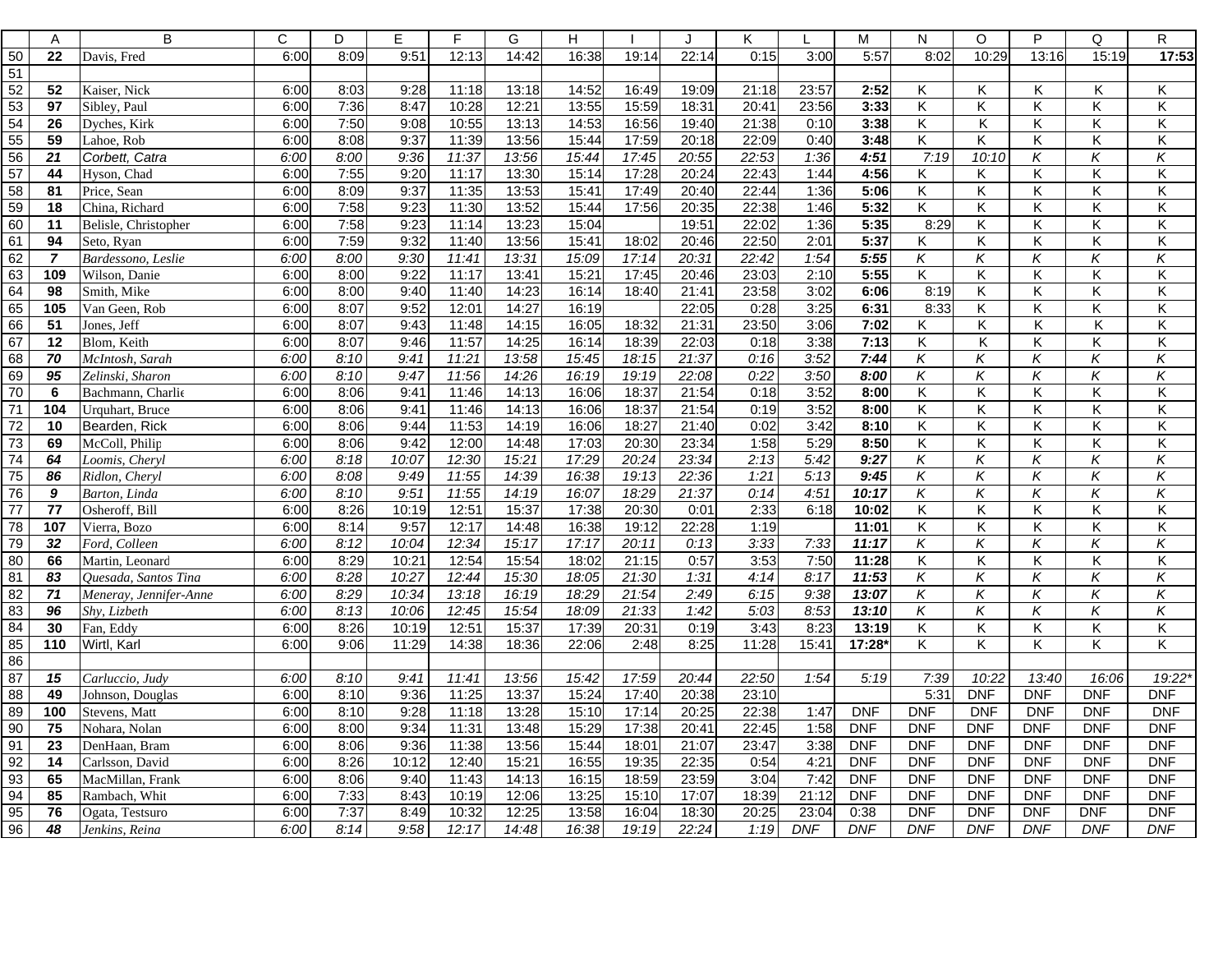| | A | B | C | D | E | F | G | H | I | J | K | L | M | N | O | P | Q | R |
|---|---|---|---|---|---|---|---|---|---|---|---|---|---|---|---|---|---|---|
| 50 | **22** | Davis, Fred | 6:00 | 8:09 | 9:51 | 12:13 | 14:42 | 16:38 | 19:14 | 22:14 | 0:15 | 3:00 | 5:57 | 8:02 | 10:29 | 13:16 | 15:19 | **17:53** |
| 51 | | | | | | | | | | | | | | | | | | |
| 52 | **52** | Kaiser, Nick | 6:00 | 8:03 | 9:28 | 11:18 | 13:18 | 14:52 | 16:49 | 19:09 | 21:18 | 23:57 | **2:52** | K | K | K | K | K |
| 53 | **97** | Sibley, Paul | 6:00 | 7:36 | 8:47 | 10:28 | 12:21 | 13:55 | 15:59 | 18:31 | 20:41 | 23:56 | **3:33** | K | K | K | K | K |
| 54 | **26** | Dyches, Kirk | 6:00 | 7:50 | 9:08 | 10:55 | 13:13 | 14:53 | 16:56 | 19:40 | 21:38 | 0:10 | **3:38** | K | K | K | K | K |
| 55 | **59** | Lahoe, Rob | 6:00 | 8:08 | 9:37 | 11:39 | 13:56 | 15:44 | 17:59 | 20:18 | 22:09 | 0:40 | **3:48** | K | K | K | K | K |
| 56 | ***21*** | *Corbett, Catra* | *6:00* | *8:00* | *9:36* | *11:37* | *13:56* | *15:44* | *17:45* | *20:55* | *22:53* | *1:36* | ***4:51*** | *7:19* | *10:10* | *K* | *K* | *K* |
| 57 | **44** | Hyson, Chad | 6:00 | 7:55 | 9:20 | 11:17 | 13:30 | 15:14 | 17:28 | 20:24 | 22:43 | 1:44 | **4:56** | K | K | K | K | K |
| 58 | **81** | Price, Sean | 6:00 | 8:09 | 9:37 | 11:35 | 13:53 | 15:41 | 17:49 | 20:40 | 22:44 | 1:36 | **5:06** | K | K | K | K | K |
| 59 | **18** | China, Richard | 6:00 | 7:58 | 9:23 | 11:30 | 13:52 | 15:44 | 17:56 | 20:35 | 22:38 | 1:46 | **5:32** | K | K | K | K | K |
| 60 | **11** | Belisle, Christopher | 6:00 | 7:58 | 9:23 | 11:14 | 13:23 | 15:04 | | 19:51 | 22:02 | 1:36 | **5:35** | 8:29 | K | K | K | K |
| 61 | **94** | Seto, Ryan | 6:00 | 7:59 | 9:32 | 11:40 | 13:56 | 15:41 | 18:02 | 20:46 | 22:50 | 2:01 | **5:37** | K | K | K | K | K |
| 62 | ***7*** | *Bardessono, Leslie* | *6:00* | *8:00* | *9:30* | *11:41* | *13:31* | *15:09* | *17:14* | *20:31* | *22:42* | *1:54* | ***5:55*** | *K* | *K* | *K* | *K* | *K* |
| 63 | **109** | Wilson, Danie | 6:00 | 8:00 | 9:22 | 11:17 | 13:41 | 15:21 | 17:45 | 20:46 | 23:03 | 2:10 | **5:55** | K | K | K | K | K |
| 64 | **98** | Smith, Mike | 6:00 | 8:00 | 9:40 | 11:40 | 14:23 | 16:14 | 18:40 | 21:41 | 23:58 | 3:02 | **6:06** | 8:19 | K | K | K | K |
| 65 | **105** | Van Geen, Rob | 6:00 | 8:07 | 9:52 | 12:01 | 14:27 | 16:19 | | 22:05 | 0:28 | 3:25 | **6:31** | 8:33 | K | K | K | K |
| 66 | **51** | Jones, Jeff | 6:00 | 8:07 | 9:43 | 11:48 | 14:15 | 16:05 | 18:32 | 21:31 | 23:50 | 3:06 | **7:02** | K | K | K | K | K |
| 67 | **12** | Blom, Keith | 6:00 | 8:07 | 9:46 | 11:57 | 14:25 | 16:14 | 18:39 | 22:03 | 0:18 | 3:38 | **7:13** | K | K | K | K | K |
| 68 | ***70*** | *McIntosh, Sarah* | *6:00* | *8:10* | *9:41* | *11:21* | *13:58* | *15:45* | *18:15* | *21:37* | *0:16* | *3:52* | ***7:44*** | *K* | *K* | *K* | *K* | *K* |
| 69 | ***95*** | *Zelinski, Sharon* | *6:00* | *8:10* | *9:47* | *11:56* | *14:26* | *16:19* | *19:19* | *22:08* | *0:22* | *3:50* | ***8:00*** | *K* | *K* | *K* | *K* | *K* |
| 70 | **6** | Bachmann, Charlie | 6:00 | 8:06 | 9:41 | 11:46 | 14:13 | 16:06 | 18:37 | 21:54 | 0:18 | 3:52 | **8:00** | K | K | K | K | K |
| 71 | **104** | Urquhart, Bruce | 6:00 | 8:06 | 9:41 | 11:46 | 14:13 | 16:06 | 18:37 | 21:54 | 0:19 | 3:52 | **8:00** | K | K | K | K | K |
| 72 | **10** | Bearden, Rick | 6:00 | 8:06 | 9:44 | 11:53 | 14:19 | 16:06 | 18:27 | 21:40 | 0:02 | 3:42 | **8:10** | K | K | K | K | K |
| 73 | **69** | McColl, Philip | 6:00 | 8:06 | 9:42 | 12:00 | 14:48 | 17:03 | 20:30 | 23:34 | 1:58 | 5:29 | **8:50** | K | K | K | K | K |
| 74 | ***64*** | *Loomis, Cheryl* | *6:00* | *8:18* | *10:07* | *12:30* | *15:21* | *17:29* | *20:24* | *23:34* | *2:13* | *5:42* | ***9:27*** | *K* | *K* | *K* | *K* | *K* |
| 75 | ***86*** | *Ridlon, Cheryl* | *6:00* | *8:08* | *9:49* | *11:55* | *14:39* | *16:38* | *19:13* | *22:36* | *1:21* | *5:13* | ***9:45*** | *K* | *K* | *K* | *K* | *K* |
| 76 | ***9*** | *Barton, Linda* | *6:00* | *8:10* | *9:51* | *11:55* | *14:19* | *16:07* | *18:29* | *21:37* | *0:14* | *4:51* | ***10:17*** | *K* | *K* | *K* | *K* | *K* |
| 77 | **77** | Osheroff, Bill | 6:00 | 8:26 | 10:19 | 12:51 | 15:37 | 17:38 | 20:30 | 0:01 | 2:33 | 6:18 | **10:02** | K | K | K | K | K |
| 78 | **107** | Vierra, Bozo | 6:00 | 8:14 | 9:57 | 12:17 | 14:48 | 16:38 | 19:12 | 22:28 | 1:19 | | **11:01** | K | K | K | K | K |
| 79 | ***32*** | *Ford, Colleen* | *6:00* | *8:12* | *10:04* | *12:34* | *15:17* | *17:17* | *20:11* | *0:13* | *3:33* | *7:33* | ***11:17*** | *K* | *K* | *K* | *K* | *K* |
| 80 | **66** | Martin, Leonard | 6:00 | 8:29 | 10:21 | 12:54 | 15:54 | 18:02 | 21:15 | 0:57 | 3:53 | 7:50 | **11:28** | K | K | K | K | K |
| 81 | ***83*** | *Quesada, Santos Tina* | *6:00* | *8:28* | *10:27* | *12:44* | *15:30* | *18:05* | *21:30* | *1:31* | *4:14* | *8:17* | ***11:53*** | *K* | *K* | *K* | *K* | *K* |
| 82 | ***71*** | *Meneray, Jennifer-Anne* | *6:00* | *8:29* | *10:34* | *13:18* | *16:19* | *18:29* | *21:54* | *2:49* | *6:15* | *9:38* | ***13:07*** | *K* | *K* | *K* | *K* | *K* |
| 83 | ***96*** | *Shy, Lizbeth* | *6:00* | *8:13* | *10:06* | *12:45* | *15:54* | *18:09* | *21:33* | *1:42* | *5:03* | *8:53* | ***13:10*** | *K* | *K* | *K* | *K* | *K* |
| 84 | **30** | Fan, Eddy | 6:00 | 8:26 | 10:19 | 12:51 | 15:37 | 17:39 | 20:31 | 0:19 | 3:43 | 8:23 | **13:19** | K | K | K | K | K |
| 85 | **110** | Wirtl, Karl | 6:00 | 9:06 | 11:29 | 14:38 | 18:36 | 22:06 | 2:48 | 8:25 | 11:28 | 15:41 | **17:28*** | K | K | K | K | K |
| 86 | | | | | | | | | | | | | | | | | | |
| 87 | ***15*** | *Carluccio, Judy* | *6:00* | *8:10* | *9:41* | *11:41* | *13:56* | *15:42* | *17:59* | *20:44* | *22:50* | *1:54* | *5:19* | *7:39* | *10:22* | *13:40* | *16:06* | *19:22** |
| 88 | **49** | Johnson, Douglas | 6:00 | 8:10 | 9:36 | 11:25 | 13:37 | 15:24 | 17:40 | 20:38 | 23:10 | | | 5:31 | DNF | DNF | DNF | DNF |
| 89 | **100** | Stevens, Matt | 6:00 | 8:10 | 9:28 | 11:18 | 13:28 | 15:10 | 17:14 | 20:25 | 22:38 | 1:47 | DNF | DNF | DNF | DNF | DNF | DNF |
| 90 | **75** | Nohara, Nolan | 6:00 | 8:00 | 9:34 | 11:31 | 13:48 | 15:29 | 17:38 | 20:41 | 22:45 | 1:58 | DNF | DNF | DNF | DNF | DNF | DNF |
| 91 | **23** | DenHaan, Bram | 6:00 | 8:06 | 9:36 | 11:38 | 13:56 | 15:44 | 18:01 | 21:07 | 23:47 | 3:38 | DNF | DNF | DNF | DNF | DNF | DNF |
| 92 | **14** | Carlsson, David | 6:00 | 8:26 | 10:12 | 12:40 | 15:21 | 16:55 | 19:35 | 22:35 | 0:54 | 4:21 | DNF | DNF | DNF | DNF | DNF | DNF |
| 93 | **65** | MacMillan, Frank | 6:00 | 8:06 | 9:40 | 11:43 | 14:13 | 16:15 | 18:59 | 23:59 | 3:04 | 7:42 | DNF | DNF | DNF | DNF | DNF | DNF |
| 94 | **85** | Rambach, Whit | 6:00 | 7:33 | 8:43 | 10:19 | 12:06 | 13:25 | 15:10 | 17:07 | 18:39 | 21:12 | DNF | DNF | DNF | DNF | DNF | DNF |
| 95 | **76** | Ogata, Testsuro | 6:00 | 7:37 | 8:49 | 10:32 | 12:25 | 13:58 | 16:04 | 18:30 | 20:25 | 23:04 | 0:38 | DNF | DNF | DNF | DNF | DNF |
| 96 | ***48*** | *Jenkins, Reina* | *6:00* | *8:14* | *9:58* | *12:17* | *14:48* | *16:38* | *19:19* | *22:24* | *1:19* | *DNF* | *DNF* | *DNF* | *DNF* | *DNF* | *DNF* | *DNF* |